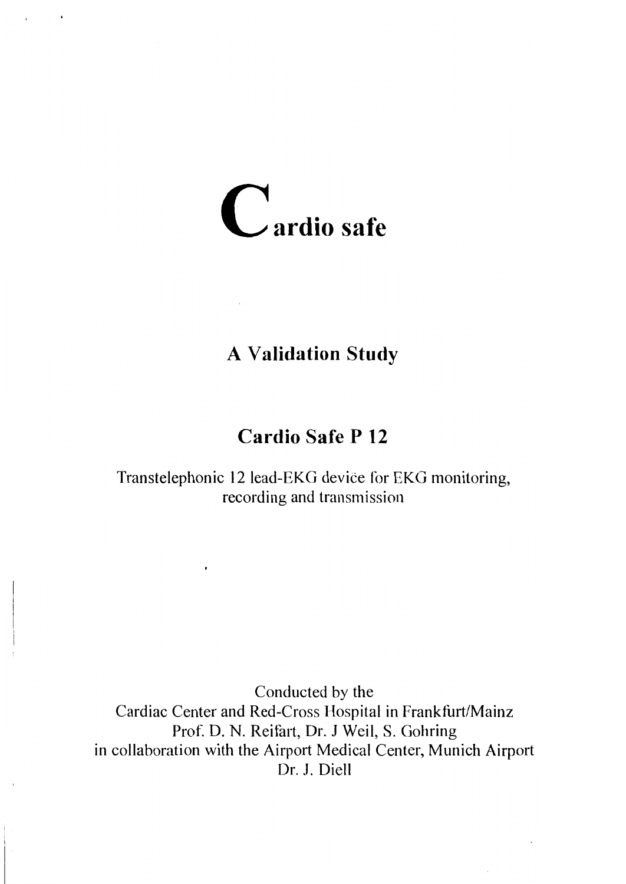# Cardio safe

## A Validation Study

## Cardio Safe P 12

Transtelephonic 12 lead-EKG device for EKG monitoring, recording and transmission

Conducted by the
Cardiac Center and Red-Cross Hospital in Frankfurt/Mainz
Prof. D. N. Reifart, Dr. J Weil, S. Gohring
in collaboration with the Airport Medical Center, Munich Airport
Dr. J. Diell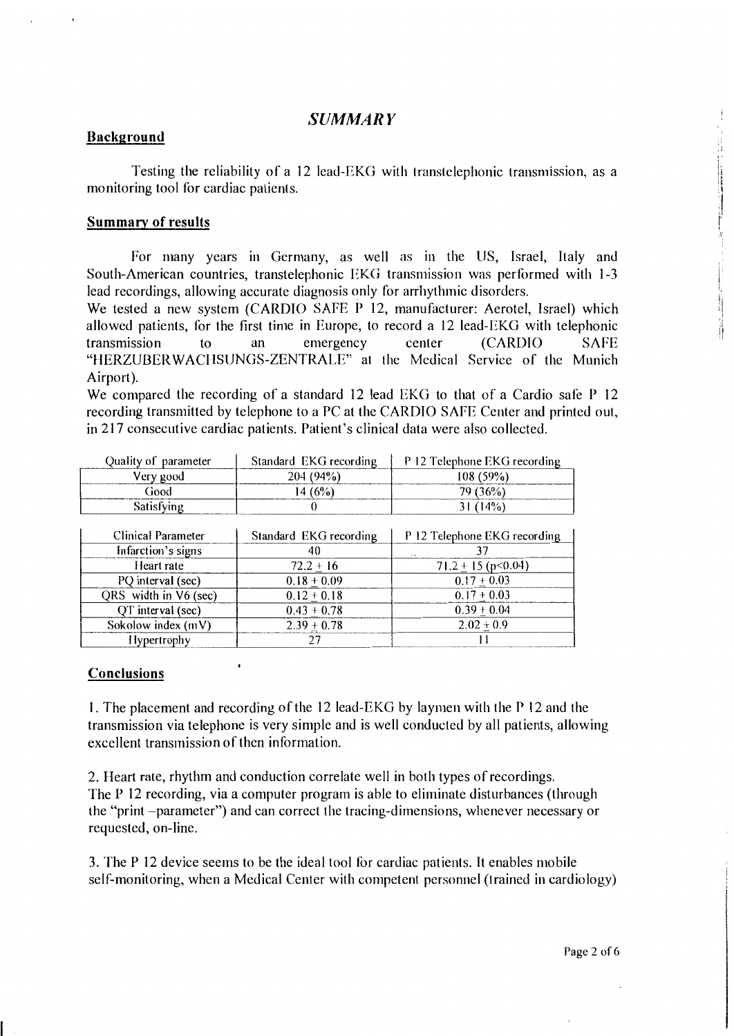# *SUMMARY*

## Background

Testing the reliability of a 12 lead-EKG with transtelephonic transmission, as a monitoring tool for cardiac patients.

## Summary of results

For many years in Germany, as well as in the US, Israel, Italy and South-American countries, transtelephonic EKG transmission was performed with 1-3 lead recordings, allowing accurate diagnosis only for arrhythmic disorders.

We tested a new system (CARDIO SAFE P 12, manufacturer: Aerotel, Israel) which allowed patients, for the first time in Europe, to record a 12 lead-EKG with telephonic transmission to an emergency center (CARDIO SAFE "HERZUBERWACHSUNGS-ZENTRALE" at the Medical Service of the Munich Airport).

We compared the recording of a standard 12 lead EKG to that of a Cardio safe P 12 recording transmitted by telephone to a PC at the CARDIO SAFE Center and printed out, in 217 consecutive cardiac patients. Patient's clinical data were also collected.

| Quality of parameter | Standard EKG recording | P 12 Telephone EKG recording |
|---|---|---|
| Very good | 204 (94%) | 108 (59%) |
| Good | 14 (6%) | 79 (36%) |
| Satisfying | 0 | 31 (14%) |

| Clinical Parameter | Standard EKG recording | P 12 Telephone EKG recording |
|---|---|---|
| Infarction's signs | 40 | 37 |
| Heart rate | $72.2 \pm 16$ | $71.2 \pm 15$ ($p<0.04$) |
| PQ interval (sec) | $0.18 \pm 0.09$ | $0.17 \pm 0.03$ |
| QRS width in V6 (sec) | $0.12 \pm 0.18$ | $0.17 \pm 0.03$ |
| QT interval (sec) | $0.43 \pm 0.78$ | $0.39 \pm 0.04$ |
| Sokolow index (mV) | $2.39 \pm 0.78$ | $2.02 \pm 0.9$ |
| Hypertrophy | 27 | 11 |

## Conclusions

1. The placement and recording of the 12 lead-EKG by laymen with the P 12 and the transmission via telephone is very simple and is well conducted by all patients, allowing excellent transmission of then information.

2. Heart rate, rhythm and conduction correlate well in both types of recordings. The P 12 recording, via a computer program is able to eliminate disturbances (through the "print –parameter") and can correct the tracing-dimensions, whenever necessary or requested, on-line.

3. The P 12 device seems to be the ideal tool for cardiac patients. It enables mobile self-monitoring, when a Medical Center with competent personnel (trained in cardiology)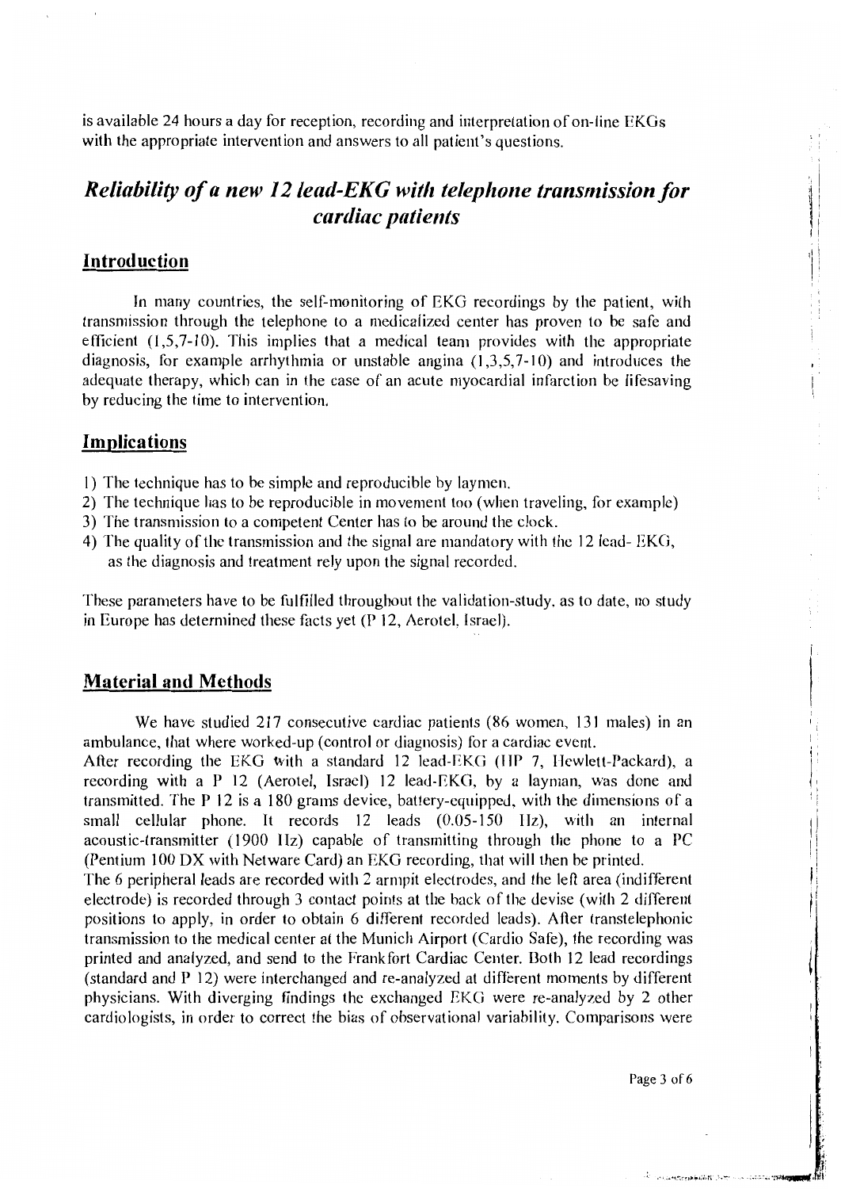is available 24 hours a day for reception, recording and interpretation of on-line EKGs with the appropriate intervention and answers to all patient's questions.

## *Reliability of a new 12 lead-EKG with telephone transmission for cardiac patients*

### Introduction

In many countries, the self-monitoring of EKG recordings by the patient, with transmission through the telephone to a medicalized center has proven to be safe and efficient (1,5,7-10). This implies that a medical team provides with the appropriate diagnosis, for example arrhythmia or unstable angina (1,3,5,7-10) and introduces the adequate therapy, which can in the case of an acute myocardial infarction be lifesaving by reducing the time to intervention.

### Implications

1) The technique has to be simple and reproducible by laymen.
2) The technique has to be reproducible in movement too (when traveling, for example)
3) The transmission to a competent Center has to be around the clock.
4) The quality of the transmission and the signal are mandatory with the 12 lead- EKG, as the diagnosis and treatment rely upon the signal recorded.

These parameters have to be fulfilled throughout the validation-study, as to date, no study in Europe has determined these facts yet (P 12, Aerotel, Israel).

### Material and Methods

We have studied 217 consecutive cardiac patients (86 women, 131 males) in an ambulance, that where worked-up (control or diagnosis) for a cardiac event.
After recording the EKG with a standard 12 lead-EKG (HP 7, Hewlett-Packard), a recording with a P 12 (Aerotel, Israel) 12 lead-EKG, by a layman, was done and transmitted. The P 12 is a 180 grams device, battery-equipped, with the dimensions of a small cellular phone. It records 12 leads (0.05-150 Hz), with an internal acoustic-transmitter (1900 Hz) capable of transmitting through the phone to a PC (Pentium 100 DX with Netware Card) an EKG recording, that will then be printed.
The 6 peripheral leads are recorded with 2 armpit electrodes, and the left area (indifferent electrode) is recorded through 3 contact points at the back of the devise (with 2 different positions to apply, in order to obtain 6 different recorded leads). After transtelephonic transmission to the medical center at the Munich Airport (Cardio Safe), the recording was printed and analyzed, and send to the Frankfort Cardiac Center. Both 12 lead recordings (standard and P 12) were interchanged and re-analyzed at different moments by different physicians. With diverging findings the exchanged EKG were re-analyzed by 2 other cardiologists, in order to correct the bias of observational variability. Comparisons were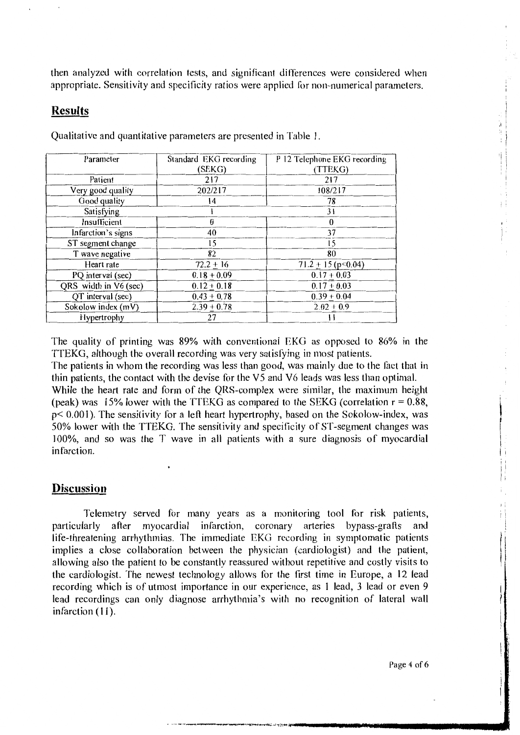then analyzed with correlation tests, and significant differences were considered when appropriate. Sensitivity and specificity ratios were applied for non-numerical parameters.

## Results

Qualitative and quantitative parameters are presented in Table 1.

| Parameter | Standard EKG recording (SEKG) | P 12 Telephone EKG recording (TTEKG) |
|---|---|---|
| Patient | 217 | 217 |
| Very good quality | 202/217 | 108/217 |
| Good quality | 14 | 78 |
| Satisfying | 1 | 31 |
| Insufficient | 0 | 0 |
| Infarction's signs | 40 | 37 |
| ST segment change | 15 | 15 |
| T wave negative | 82 | 80 |
| Heart rate | $72.2 \pm 16$ | $71.2 \pm 15$ ($p<0.04$) |
| PQ interval (sec) | $0.18 \pm 0.09$ | $0.17 \pm 0.03$ |
| QRS width in V6 (sec) | $0.12 \pm 0.18$ | $0.17 \pm 0.03$ |
| QT interval (sec) | $0.43 \pm 0.78$ | $0.39 \pm 0.04$ |
| Sokolow index (mV) | $2.39 \pm 0.78$ | $2.02 \pm 0.9$ |
| Hypertrophy | 27 | 11 |

The quality of printing was 89% with conventional EKG as opposed to 86% in the TTEKG, although the overall recording was very satisfying in most patients.
The patients in whom the recording was less than good, was mainly due to the fact that in thin patients, the contact with the devise for the V5 and V6 leads was less than optimal.
While the heart rate and form of the QRS-complex were similar, the maximum height (peak) was 15% lower with the TTEKG as compared to the SEKG (correlation $r = 0.88$, $p< 0.001$). The sensitivity for a left heart hypertrophy, based on the Sokolow-index, was 50% lower with the TTEKG. The sensitivity and specificity of ST-segment changes was 100%, and so was the T wave in all patients with a sure diagnosis of myocardial infarction.

## Discussion

Telemetry served for many years as a monitoring tool for risk patients, particularly after myocardial infarction, coronary arteries bypass-grafts and life-threatening arrhythmias. The immediate EKG recording in symptomatic patients implies a close collaboration between the physician (cardiologist) and the patient, allowing also the patient to be constantly reassured without repetitive and costly visits to the cardiologist. The newest technology allows for the first time in Europe, a 12 lead recording which is of utmost importance in our experience, as 1 lead, 3 lead or even 9 lead recordings can only diagnose arrhythmia's with no recognition of lateral wall infarction (11).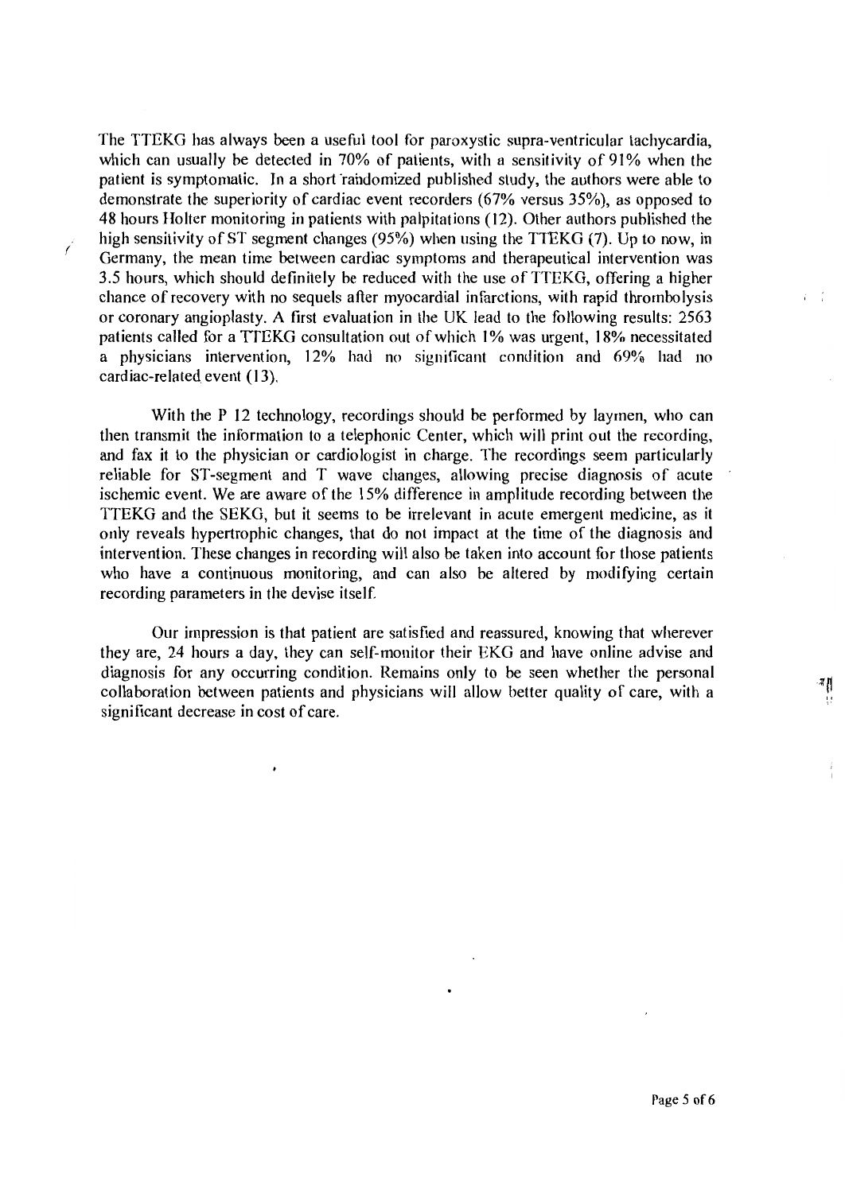The TTEKG has always been a useful tool for paroxystic supra-ventricular tachycardia, which can usually be detected in 70% of patients, with a sensitivity of 91% when the patient is symptomatic. In a short randomized published study, the authors were able to demonstrate the superiority of cardiac event recorders (67% versus 35%), as opposed to 48 hours Holter monitoring in patients with palpitations (12). Other authors published the high sensitivity of ST segment changes (95%) when using the TTEKG (7). Up to now, in Germany, the mean time between cardiac symptoms and therapeutical intervention was 3.5 hours, which should definitely be reduced with the use of TTEKG, offering a higher chance of recovery with no sequels after myocardial infarctions, with rapid thrombolysis or coronary angioplasty. A first evaluation in the UK lead to the following results: 2563 patients called for a TTEKG consultation out of which 1% was urgent, 18% necessitated a physicians intervention, 12% had no significant condition and 69% had no cardiac-related event (13).

With the P 12 technology, recordings should be performed by laymen, who can then transmit the information to a telephonic Center, which will print out the recording, and fax it to the physician or cardiologist in charge. The recordings seem particularly reliable for ST-segment and T wave changes, allowing precise diagnosis of acute ischemic event. We are aware of the 15% difference in amplitude recording between the TTEKG and the SEKG, but it seems to be irrelevant in acute emergent medicine, as it only reveals hypertrophic changes, that do not impact at the time of the diagnosis and intervention. These changes in recording will also be taken into account for those patients who have a continuous monitoring, and can also be altered by modifying certain recording parameters in the devise itself.

Our impression is that patient are satisfied and reassured, knowing that wherever they are, 24 hours a day, they can self-monitor their EKG and have online advise and diagnosis for any occurring condition. Remains only to be seen whether the personal collaboration between patients and physicians will allow better quality of care, with a significant decrease in cost of care.